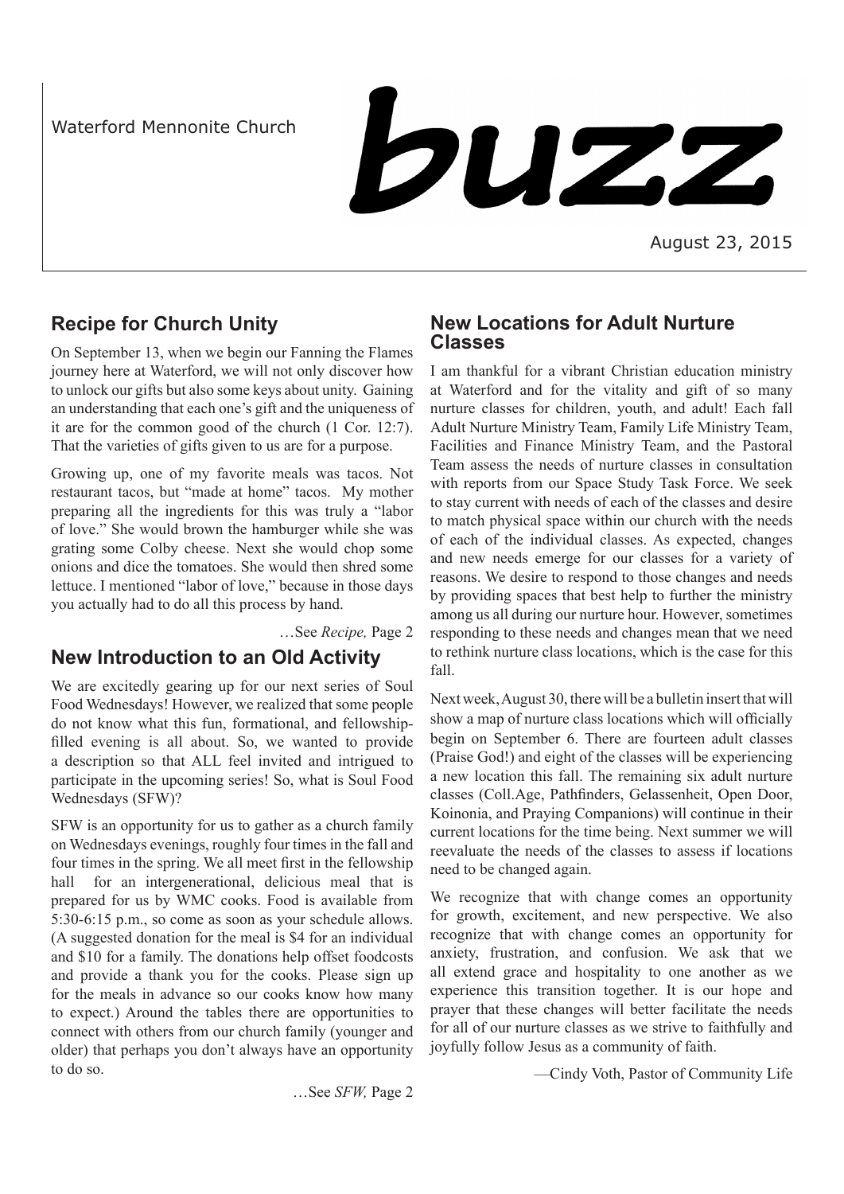Waterford Mennonite Church

# buzz

August 23, 2015

## Recipe for Church Unity

On September 13, when we begin our Fanning the Flames journey here at Waterford, we will not only discover how to unlock our gifts but also some keys about unity. Gaining an understanding that each one's gift and the uniqueness of it are for the common good of the church (1 Cor. 12:7). That the varieties of gifts given to us are for a purpose.

Growing up, one of my favorite meals was tacos. Not restaurant tacos, but "made at home" tacos. My mother preparing all the ingredients for this was truly a "labor of love." She would brown the hamburger while she was grating some Colby cheese. Next she would chop some onions and dice the tomatoes. She would then shred some lettuce. I mentioned "labor of love," because in those days you actually had to do all this process by hand.

…See *Recipe,* Page 2

## New Introduction to an Old Activity

We are excitedly gearing up for our next series of Soul Food Wednesdays! However, we realized that some people do not know what this fun, formational, and fellowship-filled evening is all about. So, we wanted to provide a description so that ALL feel invited and intrigued to participate in the upcoming series! So, what is Soul Food Wednesdays (SFW)?

SFW is an opportunity for us to gather as a church family on Wednesdays evenings, roughly four times in the fall and four times in the spring. We all meet first in the fellowship hall for an intergenerational, delicious meal that is prepared for us by WMC cooks. Food is available from 5:30-6:15 p.m., so come as soon as your schedule allows. (A suggested donation for the meal is $4 for an individual and $10 for a family. The donations help offset foodcosts and provide a thank you for the cooks. Please sign up for the meals in advance so our cooks know how many to expect.) Around the tables there are opportunities to connect with others from our church family (younger and older) that perhaps you don't always have an opportunity to do so.

…See *SFW,* Page 2

## New Locations for Adult Nurture Classes

I am thankful for a vibrant Christian education ministry at Waterford and for the vitality and gift of so many nurture classes for children, youth, and adult! Each fall Adult Nurture Ministry Team, Family Life Ministry Team, Facilities and Finance Ministry Team, and the Pastoral Team assess the needs of nurture classes in consultation with reports from our Space Study Task Force. We seek to stay current with needs of each of the classes and desire to match physical space within our church with the needs of each of the individual classes. As expected, changes and new needs emerge for our classes for a variety of reasons. We desire to respond to those changes and needs by providing spaces that best help to further the ministry among us all during our nurture hour. However, sometimes responding to these needs and changes mean that we need to rethink nurture class locations, which is the case for this fall.

Next week, August 30, there will be a bulletin insert that will show a map of nurture class locations which will officially begin on September 6. There are fourteen adult classes (Praise God!) and eight of the classes will be experiencing a new location this fall. The remaining six adult nurture classes (Coll.Age, Pathfinders, Gelassenheit, Open Door, Koinonia, and Praying Companions) will continue in their current locations for the time being. Next summer we will reevaluate the needs of the classes to assess if locations need to be changed again.

We recognize that with change comes an opportunity for growth, excitement, and new perspective. We also recognize that with change comes an opportunity for anxiety, frustration, and confusion. We ask that we all extend grace and hospitality to one another as we experience this transition together. It is our hope and prayer that these changes will better facilitate the needs for all of our nurture classes as we strive to faithfully and joyfully follow Jesus as a community of faith.

—Cindy Voth, Pastor of Community Life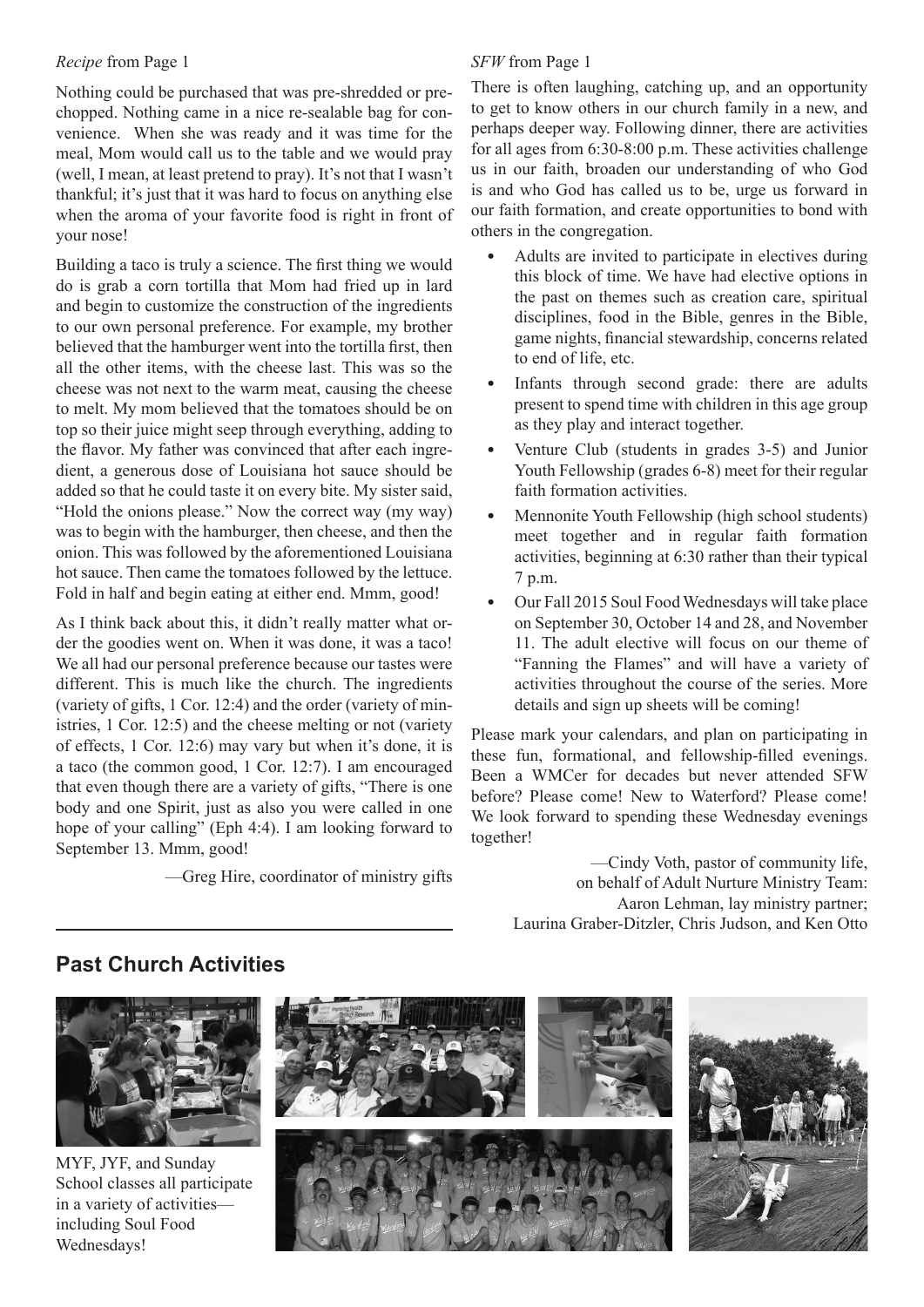*Recipe* from Page 1

Nothing could be purchased that was pre-shredded or pre-chopped. Nothing came in a nice re-sealable bag for convenience. When she was ready and it was time for the meal, Mom would call us to the table and we would pray (well, I mean, at least pretend to pray). It's not that I wasn't thankful; it's just that it was hard to focus on anything else when the aroma of your favorite food is right in front of your nose!

Building a taco is truly a science. The first thing we would do is grab a corn tortilla that Mom had fried up in lard and begin to customize the construction of the ingredients to our own personal preference. For example, my brother believed that the hamburger went into the tortilla first, then all the other items, with the cheese last. This was so the cheese was not next to the warm meat, causing the cheese to melt. My mom believed that the tomatoes should be on top so their juice might seep through everything, adding to the flavor. My father was convinced that after each ingredient, a generous dose of Louisiana hot sauce should be added so that he could taste it on every bite. My sister said, "Hold the onions please." Now the correct way (my way) was to begin with the hamburger, then cheese, and then the onion. This was followed by the aforementioned Louisiana hot sauce. Then came the tomatoes followed by the lettuce. Fold in half and begin eating at either end. Mmm, good!

As I think back about this, it didn't really matter what order the goodies went on. When it was done, it was a taco! We all had our personal preference because our tastes were different. This is much like the church. The ingredients (variety of gifts, 1 Cor. 12:4) and the order (variety of ministries, 1 Cor. 12:5) and the cheese melting or not (variety of effects, 1 Cor. 12:6) may vary but when it's done, it is a taco (the common good, 1 Cor. 12:7). I am encouraged that even though there are a variety of gifts, "There is one body and one Spirit, just as also you were called in one hope of your calling" (Eph 4:4). I am looking forward to September 13. Mmm, good!

—Greg Hire, coordinator of ministry gifts

*SFW* from Page 1

There is often laughing, catching up, and an opportunity to get to know others in our church family in a new, and perhaps deeper way. Following dinner, there are activities for all ages from 6:30-8:00 p.m. These activities challenge us in our faith, broaden our understanding of who God is and who God has called us to be, urge us forward in our faith formation, and create opportunities to bond with others in the congregation.

- Adults are invited to participate in electives during this block of time. We have had elective options in the past on themes such as creation care, spiritual disciplines, food in the Bible, genres in the Bible, game nights, financial stewardship, concerns related to end of life, etc.
- Infants through second grade: there are adults present to spend time with children in this age group as they play and interact together.
- Venture Club (students in grades 3-5) and Junior Youth Fellowship (grades 6-8) meet for their regular faith formation activities.
- Mennonite Youth Fellowship (high school students) meet together and in regular faith formation activities, beginning at 6:30 rather than their typical 7 p.m.
- Our Fall 2015 Soul Food Wednesdays will take place on September 30, October 14 and 28, and November 11. The adult elective will focus on our theme of "Fanning the Flames" and will have a variety of activities throughout the course of the series. More details and sign up sheets will be coming!

Please mark your calendars, and plan on participating in these fun, formational, and fellowship-filled evenings. Been a WMCer for decades but never attended SFW before? Please come! New to Waterford? Please come! We look forward to spending these Wednesday evenings together!

—Cindy Voth, pastor of community life,
on behalf of Adult Nurture Ministry Team:
Aaron Lehman, lay ministry partner;
Laurina Graber-Ditzler, Chris Judson, and Ken Otto

## Past Church Activities

MYF, JYF, and Sunday School classes all participate in a variety of activities—including Soul Food Wednesdays!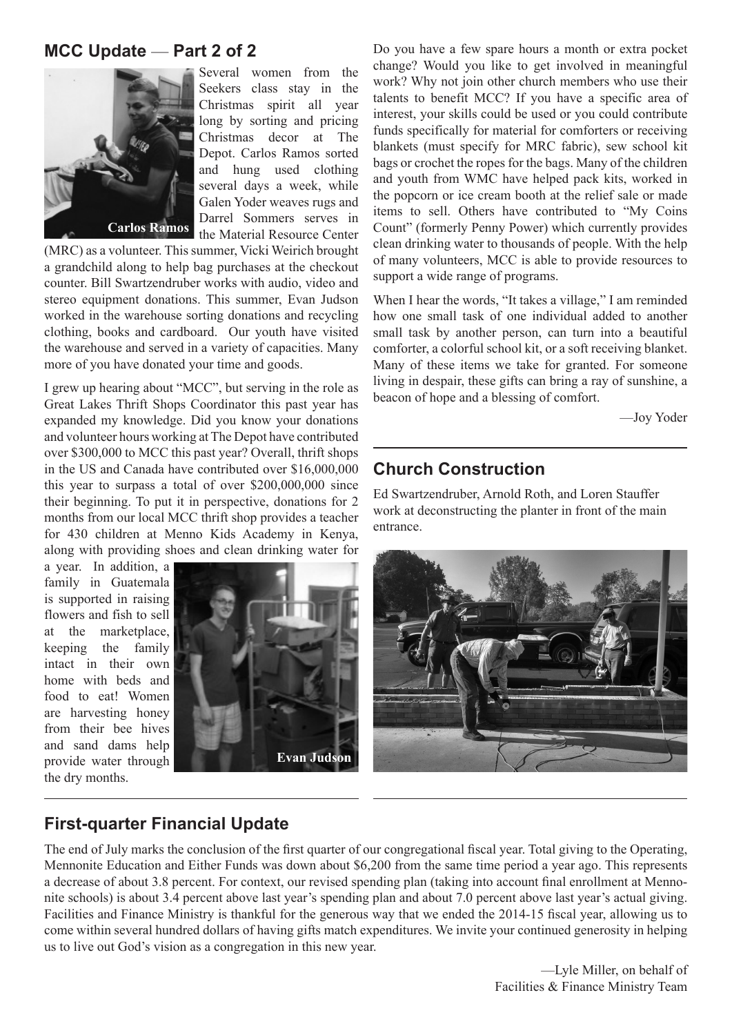## MCC Update — Part 2 of 2

Carlos Ramos

Several women from the Seekers class stay in the Christmas spirit all year long by sorting and pricing Christmas decor at The Depot. Carlos Ramos sorted and hung used clothing several days a week, while Galen Yoder weaves rugs and Darrel Sommers serves in the Material Resource Center (MRC) as a volunteer. This summer, Vicki Weirich brought a grandchild along to help bag purchases at the checkout counter. Bill Swartzendruber works with audio, video and stereo equipment donations. This summer, Evan Judson worked in the warehouse sorting donations and recycling clothing, books and cardboard. Our youth have visited the warehouse and served in a variety of capacities. Many more of you have donated your time and goods.

I grew up hearing about "MCC", but serving in the role as Great Lakes Thrift Shops Coordinator this past year has expanded my knowledge. Did you know your donations and volunteer hours working at The Depot have contributed over $300,000 to MCC this past year? Overall, thrift shops in the US and Canada have contributed over $16,000,000 this year to surpass a total of over $200,000,000 since their beginning. To put it in perspective, donations for 2 months from our local MCC thrift shop provides a teacher for 430 children at Menno Kids Academy in Kenya, along with providing shoes and clean drinking water for a year. In addition, a family in Guatemala is supported in raising flowers and fish to sell at the marketplace, keeping the family intact in their own home with beds and food to eat! Women are harvesting honey from their bee hives and sand dams help provide water through the dry months.

Evan Judson

Do you have a few spare hours a month or extra pocket change? Would you like to get involved in meaningful work? Why not join other church members who use their talents to benefit MCC? If you have a specific area of interest, your skills could be used or you could contribute funds specifically for material for comforters or receiving blankets (must specify for MRC fabric), sew school kit bags or crochet the ropes for the bags. Many of the children and youth from WMC have helped pack kits, worked in the popcorn or ice cream booth at the relief sale or made items to sell. Others have contributed to "My Coins Count" (formerly Penny Power) which currently provides clean drinking water to thousands of people. With the help of many volunteers, MCC is able to provide resources to support a wide range of programs.

When I hear the words, "It takes a village," I am reminded how one small task of one individual added to another small task by another person, can turn into a beautiful comforter, a colorful school kit, or a soft receiving blanket. Many of these items we take for granted. For someone living in despair, these gifts can bring a ray of sunshine, a beacon of hope and a blessing of comfort.

—Joy Yoder

## Church Construction

Ed Swartzendruber, Arnold Roth, and Loren Stauffer work at deconstructing the planter in front of the main entrance.

## First-quarter Financial Update

The end of July marks the conclusion of the first quarter of our congregational fiscal year. Total giving to the Operating, Mennonite Education and Either Funds was down about $6,200 from the same time period a year ago. This represents a decrease of about 3.8 percent. For context, our revised spending plan (taking into account final enrollment at Mennonite schools) is about 3.4 percent above last year's spending plan and about 7.0 percent above last year's actual giving. Facilities and Finance Ministry is thankful for the generous way that we ended the 2014-15 fiscal year, allowing us to come within several hundred dollars of having gifts match expenditures. We invite your continued generosity in helping us to live out God's vision as a congregation in this new year.

—Lyle Miller, on behalf of
Facilities & Finance Ministry Team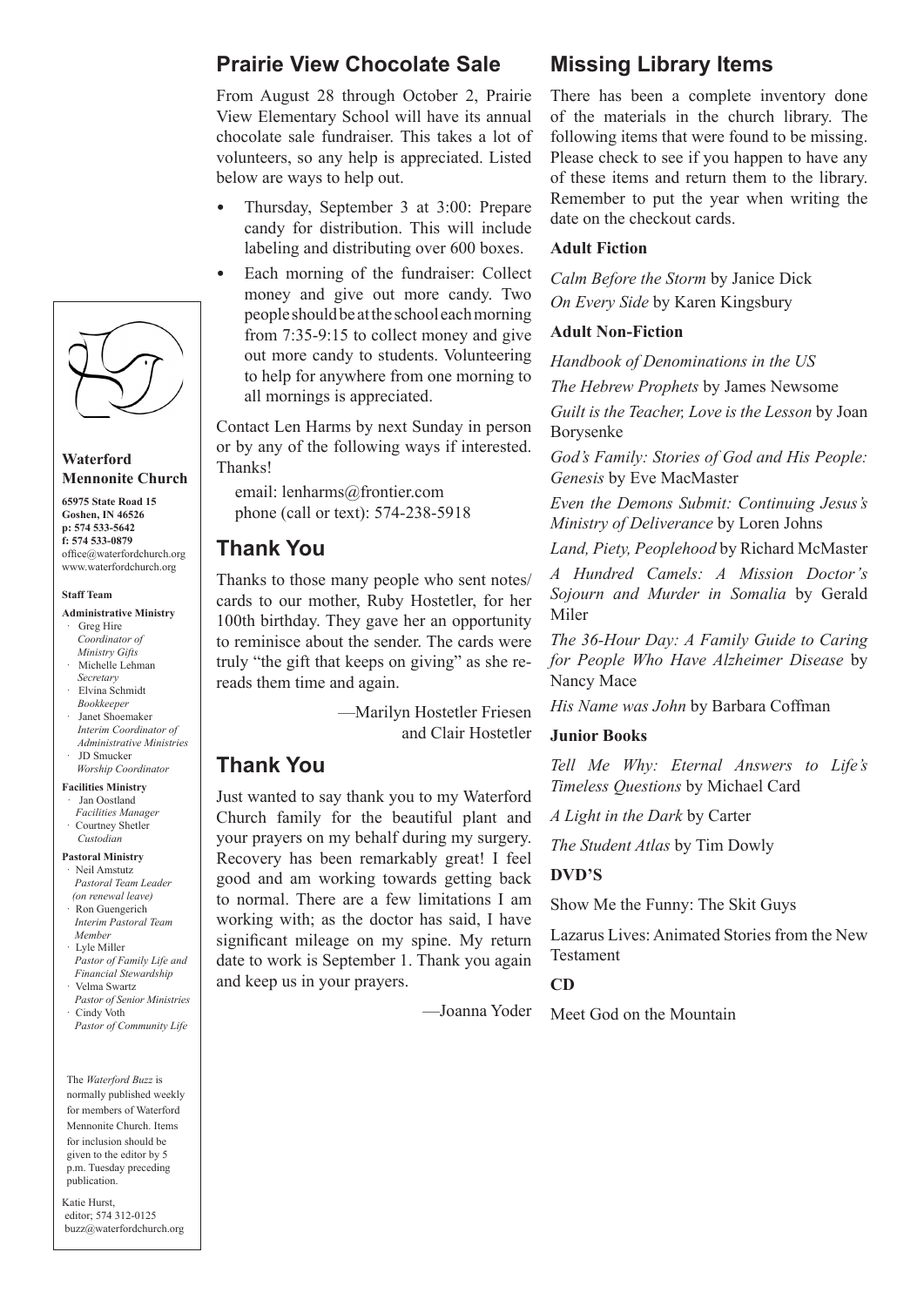## Prairie View Chocolate Sale

From August 28 through October 2, Prairie View Elementary School will have its annual chocolate sale fundraiser. This takes a lot of volunteers, so any help is appreciated. Listed below are ways to help out.

- Thursday, September 3 at 3:00: Prepare candy for distribution. This will include labeling and distributing over 600 boxes.
- Each morning of the fundraiser: Collect money and give out more candy. Two people should be at the school each morning from 7:35-9:15 to collect money and give out more candy to students. Volunteering to help for anywhere from one morning to all mornings is appreciated.

Contact Len Harms by next Sunday in person or by any of the following ways if interested. Thanks!

email: lenharms@frontier.com
phone (call or text): 574-238-5918

## Thank You

Thanks to those many people who sent notes/cards to our mother, Ruby Hostetler, for her 100th birthday. They gave her an opportunity to reminisce about the sender. The cards were truly "the gift that keeps on giving" as she re-reads them time and again.

—Marilyn Hostetler Friesen and Clair Hostetler

## Thank You

Just wanted to say thank you to my Waterford Church family for the beautiful plant and your prayers on my behalf during my surgery. Recovery has been remarkably great! I feel good and am working towards getting back to normal. There are a few limitations I am working with; as the doctor has said, I have significant mileage on my spine. My return date to work is September 1. Thank you again and keep us in your prayers.

—Joanna Yoder

## Missing Library Items

There has been a complete inventory done of the materials in the church library. The following items that were found to be missing. Please check to see if you happen to have any of these items and return them to the library. Remember to put the year when writing the date on the checkout cards.

**Adult Fiction**

*Calm Before the Storm* by Janice Dick
*On Every Side* by Karen Kingsbury

**Adult Non-Fiction**

*Handbook of Denominations in the US*

*The Hebrew Prophets* by James Newsome

*Guilt is the Teacher, Love is the Lesson* by Joan Borysenke

*God's Family: Stories of God and His People: Genesis* by Eve MacMaster

*Even the Demons Submit: Continuing Jesus's Ministry of Deliverance* by Loren Johns

*Land, Piety, Peoplehood* by Richard McMaster

*A Hundred Camels: A Mission Doctor's Sojourn and Murder in Somalia* by Gerald Miler

*The 36-Hour Day: A Family Guide to Caring for People Who Have Alzheimer Disease* by Nancy Mace

*His Name was John* by Barbara Coffman

**Junior Books**

*Tell Me Why: Eternal Answers to Life's Timeless Questions* by Michael Card

*A Light in the Dark* by Carter

*The Student Atlas* by Tim Dowly

**DVD'S**

Show Me the Funny: The Skit Guys

Lazarus Lives: Animated Stories from the New Testament

**CD**

Meet God on the Mountain

---

**Waterford Mennonite Church**

**65975 State Road 15**
**Goshen, IN 46526**
**p: 574 533-5642**
**f: 574 533-0879**
office@waterfordchurch.org
www.waterfordchurch.org

**Staff Team**

**Administrative Ministry**
- Greg Hire, *Coordinator of Ministry Gifts*
- Michelle Lehman, *Secretary*
- Elvina Schmidt, *Bookkeeper*
- Janet Shoemaker, *Interim Coordinator of Administrative Ministries*
- JD Smucker, *Worship Coordinator*

**Facilities Ministry**
- Jan Oostland, *Facilities Manager*
- Courtney Shetler, *Custodian*

**Pastoral Ministry**
- Neil Amstutz, *Pastoral Team Leader (on renewal leave)*
- Ron Guengerich, *Interim Pastoral Team Member*
- Lyle Miller, *Pastor of Family Life and Financial Stewardship*
- Velma Swartz, *Pastor of Senior Ministries*
- Cindy Voth, *Pastor of Community Life*

The *Waterford Buzz* is normally published weekly for members of Waterford Mennonite Church. Items for inclusion should be given to the editor by 5 p.m. Tuesday preceding publication.

Katie Hurst, editor; 574 312-0125
buzz@waterfordchurch.org